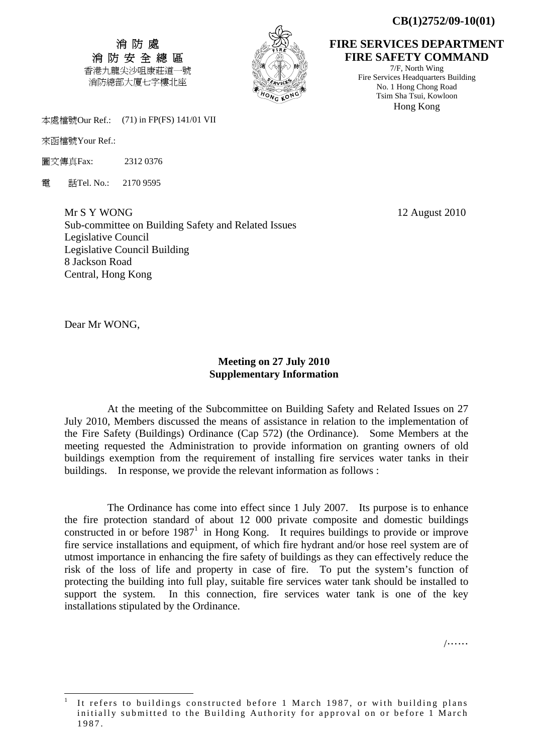CB(1)2752/09-10(01)

消 防 處
消 防 安 全 總 區
香港九龍尖沙咀康莊道一號
消防總部大廈七字樓北座

**FIRE SERVICES DEPARTMENT**
**FIRE SAFETY COMMAND**
7/F, North Wing
Fire Services Headquarters Building
No. 1 Hong Chong Road
Tsim Sha Tsui, Kowloon
Hong Kong

本處檔號Our Ref.: (71) in FP(FS) 141/01 VII

來函檔號Your Ref.:

圖文傳真Fax: 2312 0376

電 話Tel. No.: 2170 9595

Mr S Y WONG
Sub-committee on Building Safety and Related Issues
Legislative Council
Legislative Council Building
8 Jackson Road
Central, Hong Kong

12 August 2010

Dear Mr WONG,

**Meeting on 27 July 2010**
**Supplementary Information**

At the meeting of the Subcommittee on Building Safety and Related Issues on 27 July 2010, Members discussed the means of assistance in relation to the implementation of the Fire Safety (Buildings) Ordinance (Cap 572) (the Ordinance). Some Members at the meeting requested the Administration to provide information on granting owners of old buildings exemption from the requirement of installing fire services water tanks in their buildings. In response, we provide the relevant information as follows :

The Ordinance has come into effect since 1 July 2007. Its purpose is to enhance the fire protection standard of about 12 000 private composite and domestic buildings constructed in or before 1987[1] in Hong Kong. It requires buildings to provide or improve fire service installations and equipment, of which fire hydrant and/or hose reel system are of utmost importance in enhancing the fire safety of buildings as they can effectively reduce the risk of the loss of life and property in case of fire. To put the system's function of protecting the building into full play, suitable fire services water tank should be installed to support the system. In this connection, fire services water tank is one of the key installations stipulated by the Ordinance.

/……

[1] It refers to buildings constructed before 1 March 1987, or with building plans initially submitted to the Building Authority for approval on or before 1 March 1987.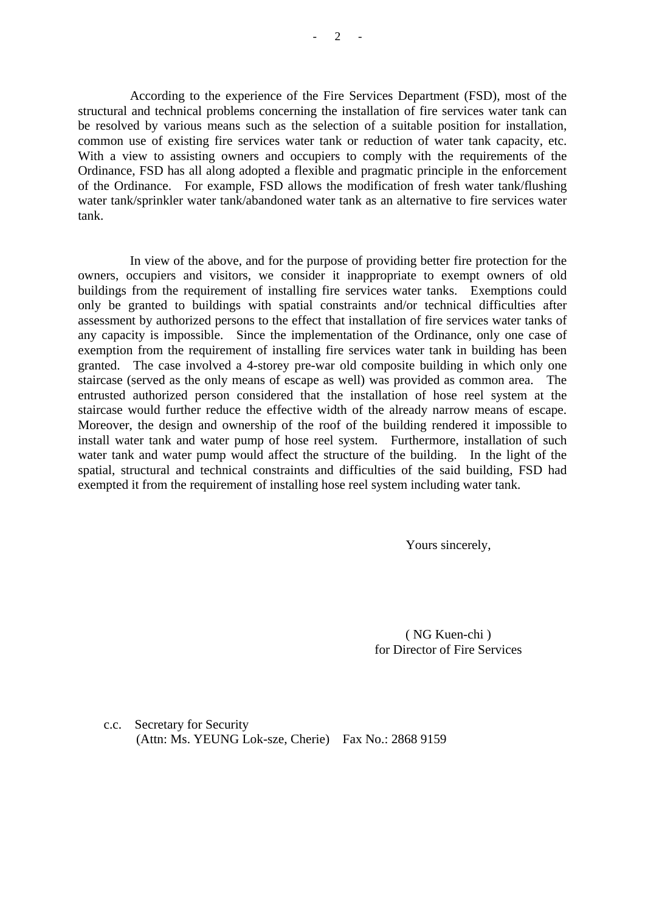According to the experience of the Fire Services Department (FSD), most of the structural and technical problems concerning the installation of fire services water tank can be resolved by various means such as the selection of a suitable position for installation, common use of existing fire services water tank or reduction of water tank capacity, etc. With a view to assisting owners and occupiers to comply with the requirements of the Ordinance, FSD has all along adopted a flexible and pragmatic principle in the enforcement of the Ordinance. For example, FSD allows the modification of fresh water tank/flushing water tank/sprinkler water tank/abandoned water tank as an alternative to fire services water tank.

In view of the above, and for the purpose of providing better fire protection for the owners, occupiers and visitors, we consider it inappropriate to exempt owners of old buildings from the requirement of installing fire services water tanks. Exemptions could only be granted to buildings with spatial constraints and/or technical difficulties after assessment by authorized persons to the effect that installation of fire services water tanks of any capacity is impossible. Since the implementation of the Ordinance, only one case of exemption from the requirement of installing fire services water tank in building has been granted. The case involved a 4-storey pre-war old composite building in which only one staircase (served as the only means of escape as well) was provided as common area. The entrusted authorized person considered that the installation of hose reel system at the staircase would further reduce the effective width of the already narrow means of escape. Moreover, the design and ownership of the roof of the building rendered it impossible to install water tank and water pump of hose reel system. Furthermore, installation of such water tank and water pump would affect the structure of the building. In the light of the spatial, structural and technical constraints and difficulties of the said building, FSD had exempted it from the requirement of installing hose reel system including water tank.

Yours sincerely,

( NG Kuen-chi )
for Director of Fire Services

c.c. Secretary for Security
(Attn: Ms. YEUNG Lok-sze, Cherie) Fax No.: 2868 9159